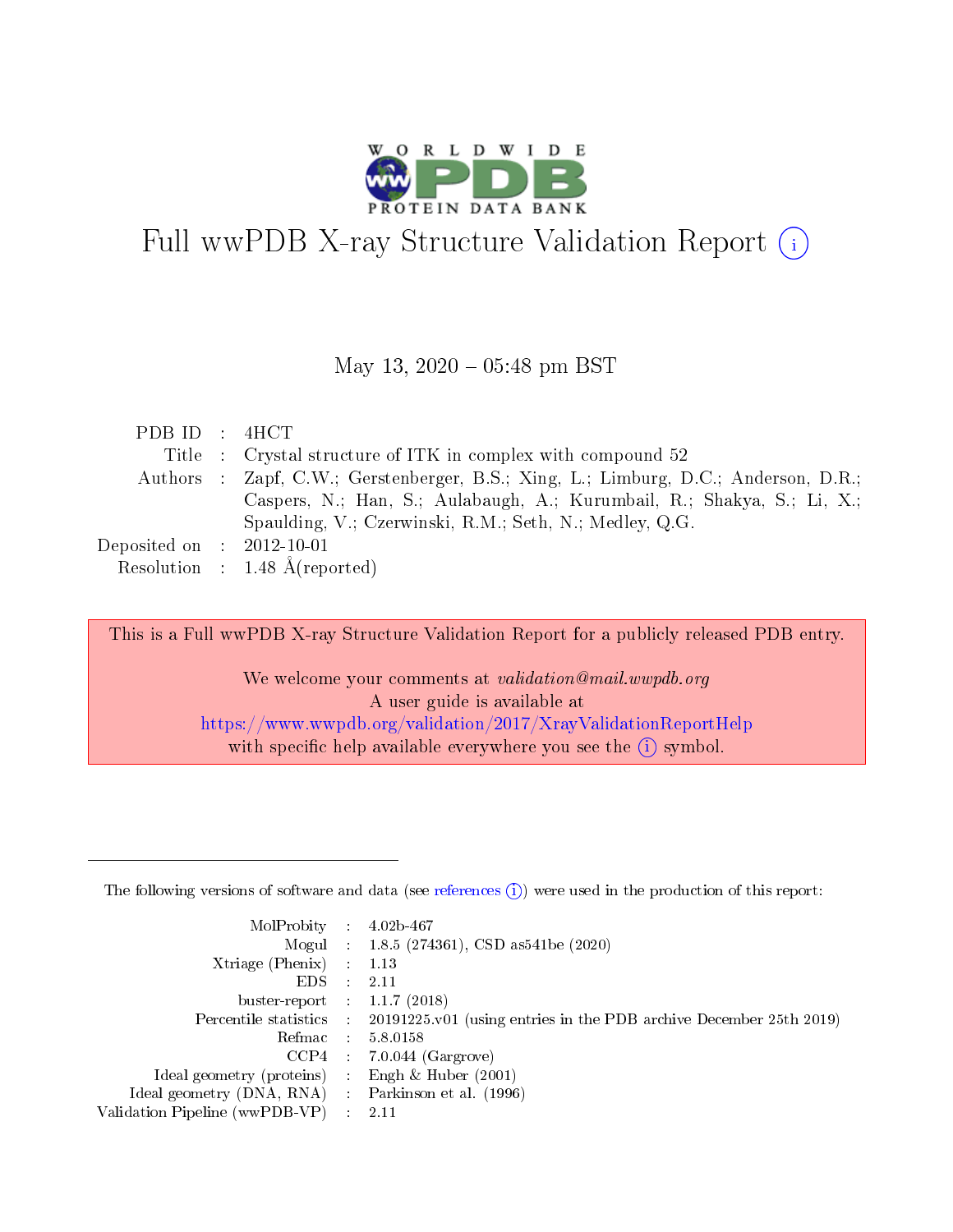# Full wwPDB X-ray Structure Validation Report (i)

May 13, 2020 – 05:48 pm BST

| | | |
|---|---|---|
| PDB ID | : | 4HCT |
| Title | : | Crystal structure of ITK in complex with compound 52 |
| Authors | : | Zapf, C.W.; Gerstenberger, B.S.; Xing, L.; Limburg, D.C.; Anderson, D.R.; Caspers, N.; Han, S.; Aulabaugh, A.; Kurumbail, R.; Shakya, S.; Li, X.; Spaulding, V.; Czerwinski, R.M.; Seth, N.; Medley, Q.G. |
| Deposited on | : | 2012-10-01 |
| Resolution | : | 1.48 Å(reported) |

This is a Full wwPDB X-ray Structure Validation Report for a publicly released PDB entry.

We welcome your comments at *validation@mail.wwpdb.org*
A user guide is available at
https://www.wwpdb.org/validation/2017/XrayValidationReportHelp
with specific help available everywhere you see the (i) symbol.

---

The following versions of software and data (see references (i)) were used in the production of this report:

| | | |
|---|---|---|
| MolProbity | : | 4.02b-467 |
| Mogul | : | 1.8.5 (274361), CSD as541be (2020) |
| Xtriage (Phenix) | : | 1.13 |
| EDS | : | 2.11 |
| buster-report | : | 1.1.7 (2018) |
| Percentile statistics | : | 20191225.v01 (using entries in the PDB archive December 25th 2019) |
| Refmac | : | 5.8.0158 |
| CCP4 | : | 7.0.044 (Gargrove) |
| Ideal geometry (proteins) | : | Engh & Huber (2001) |
| Ideal geometry (DNA, RNA) | : | Parkinson et al. (1996) |
| Validation Pipeline (wwPDB-VP) | : | 2.11 |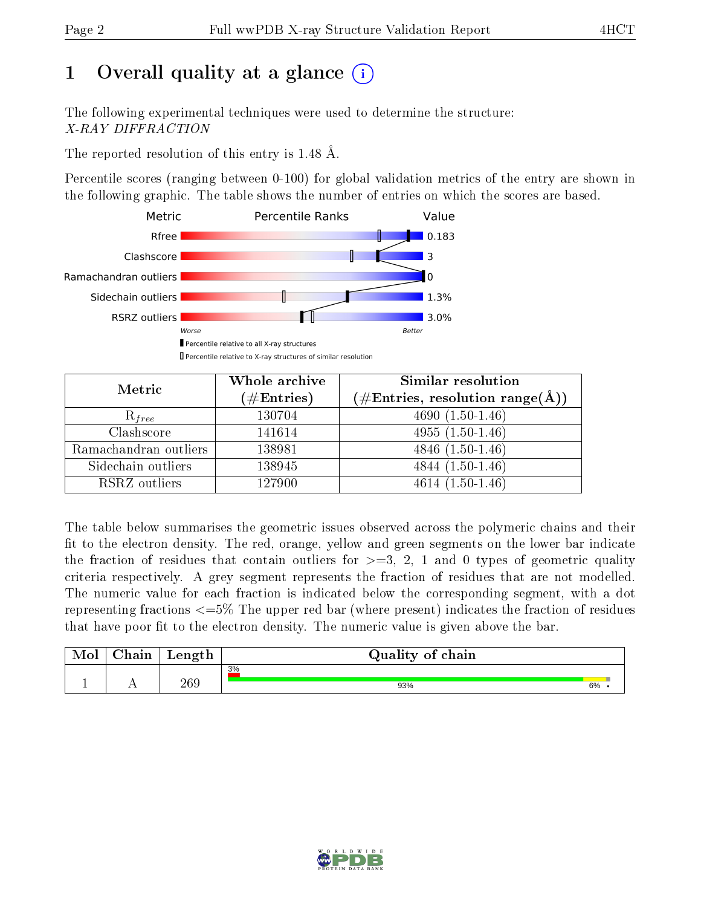# 1 Overall quality at a glance (i)

The following experimental techniques were used to determine the structure:
*X-RAY DIFFRACTION*

The reported resolution of this entry is 1.48 Å.

Percentile scores (ranging between 0-100) for global validation metrics of the entry are shown in the following graphic. The table shows the number of entries on which the scores are based.

| Metric | Value |
|---|---|
| Rfree | 0.183 |
| Clashscore | 3 |
| Ramachandran outliers | 0 |
| Sidechain outliers | 1.3% |
| RSRZ outliers | 3.0% |

Worse — Better

▮ Percentile relative to all X-ray structures
▯ Percentile relative to X-ray structures of similar resolution

| Metric | Whole archive (#Entries) | Similar resolution (#Entries, resolution range(Å)) |
|---|---|---|
| $R_{free}$ | 130704 | 4690 (1.50-1.46) |
| Clashscore | 141614 | 4955 (1.50-1.46) |
| Ramachandran outliers | 138981 | 4846 (1.50-1.46) |
| Sidechain outliers | 138945 | 4844 (1.50-1.46) |
| RSRZ outliers | 127900 | 4614 (1.50-1.46) |

The table below summarises the geometric issues observed across the polymeric chains and their fit to the electron density. The red, orange, yellow and green segments on the lower bar indicate the fraction of residues that contain outliers for >=3, 2, 1 and 0 types of geometric quality criteria respectively. A grey segment represents the fraction of residues that are not modelled. The numeric value for each fraction is indicated below the corresponding segment, with a dot representing fractions <=5% The upper red bar (where present) indicates the fraction of residues that have poor fit to the electron density. The numeric value is given above the bar.

| Mol | Chain | Length | Quality of chain |
|---|---|---|---|
| 1 | A | 269 | 3% / 93% / 6% / • |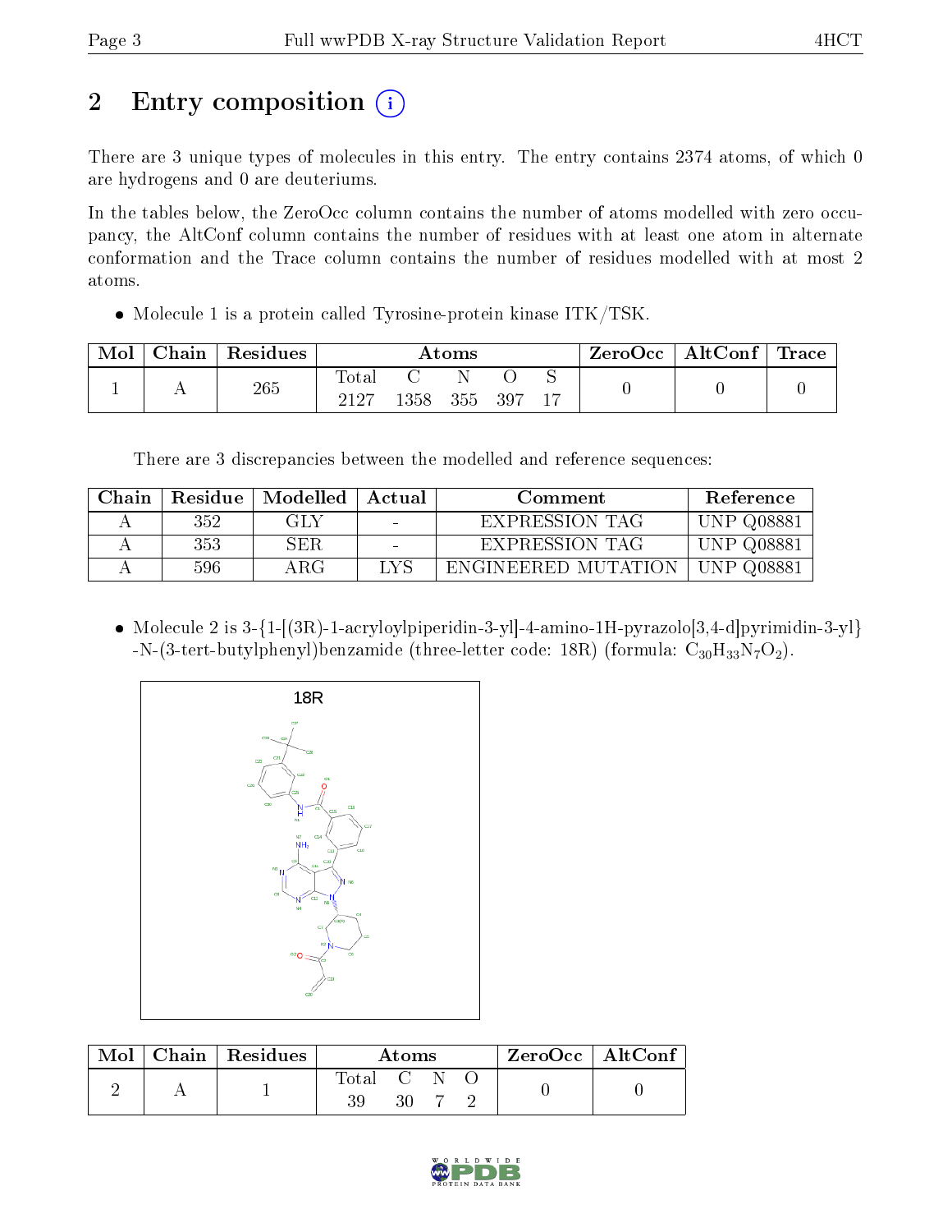# 2 Entry composition

There are 3 unique types of molecules in this entry. The entry contains 2374 atoms, of which 0 are hydrogens and 0 are deuteriums.

In the tables below, the ZeroOcc column contains the number of atoms modelled with zero occupancy, the AltConf column contains the number of residues with at least one atom in alternate conformation and the Trace column contains the number of residues modelled with at most 2 atoms.

- Molecule 1 is a protein called Tyrosine-protein kinase ITK/TSK.

| Mol | Chain | Residues | Atoms | | | | | ZeroOcc | AltConf | Trace |
|---|---|---|---|---|---|---|---|---|---|---|
| 1 | A | 265 | Total | C | N | O | S | 0 | 0 | 0 |
| | | | 2127 | 1358 | 355 | 397 | 17 | | | |

There are 3 discrepancies between the modelled and reference sequences:

| Chain | Residue | Modelled | Actual | Comment | Reference |
|---|---|---|---|---|---|
| A | 352 | GLY | - | EXPRESSION TAG | UNP Q08881 |
| A | 353 | SER | - | EXPRESSION TAG | UNP Q08881 |
| A | 596 | ARG | LYS | ENGINEERED MUTATION | UNP Q08881 |

- Molecule 2 is 3-{1-[(3R)-1-acryloylpiperidin-3-yl]-4-amino-1H-pyrazolo[3,4-d]pyrimidin-3-yl}-N-(3-tert-butylphenyl)benzamide (three-letter code: 18R) (formula: $C_{30}H_{33}N_7O_2$).

| Mol | Chain | Residues | Atoms | | | | ZeroOcc | AltConf |
|---|---|---|---|---|---|---|---|---|
| 2 | A | 1 | Total | C | N | O | 0 | 0 |
| | | | 39 | 30 | 7 | 2 | | |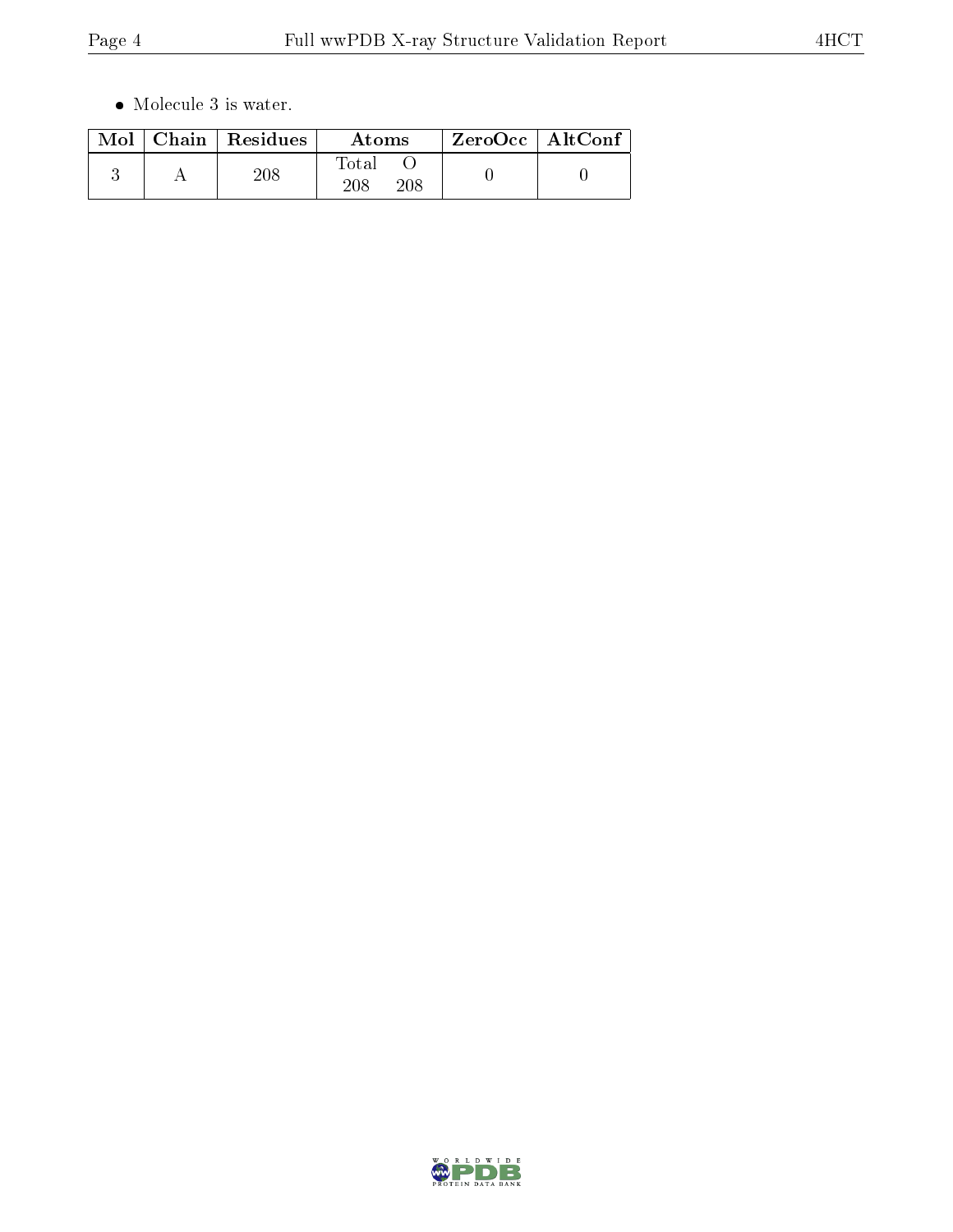- Molecule 3 is water.

| Mol | Chain | Residues | Atoms | | ZeroOcc | AltConf |
|---|---|---|---|---|---|---|
| | | | Total | O | | |
| 3 | A | 208 | 208 | 208 | 0 | 0 |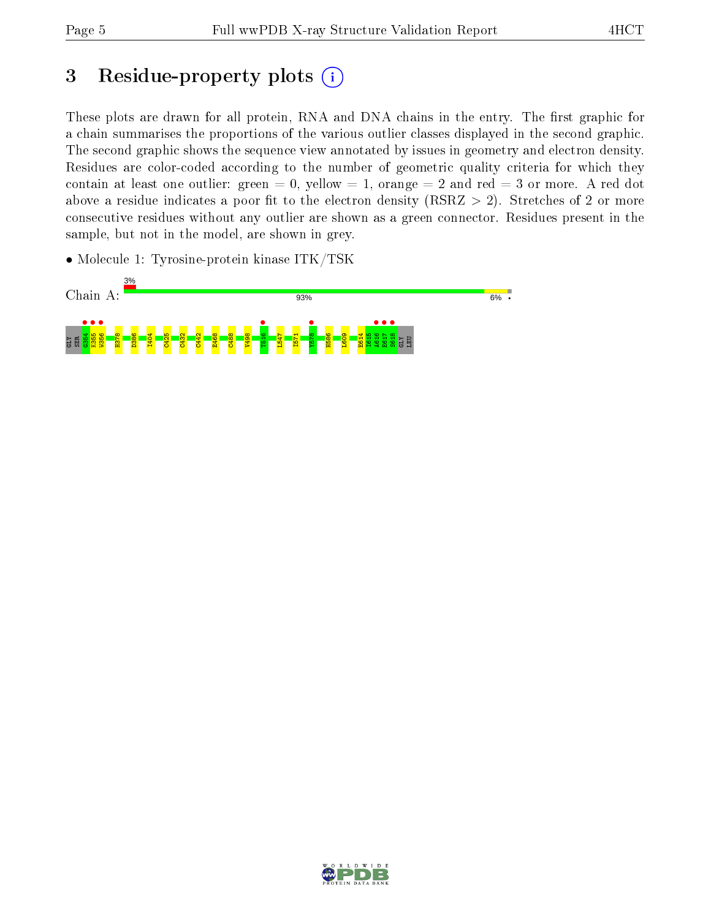# 3 Residue-property plots

These plots are drawn for all protein, RNA and DNA chains in the entry. The first graphic for a chain summarises the proportions of the various outlier classes displayed in the second graphic. The second graphic shows the sequence view annotated by issues in geometry and electron density. Residues are color-coded according to the number of geometric quality criteria for which they contain at least one outlier: green = 0, yellow = 1, orange = 2 and red = 3 or more. A red dot above a residue indicates a poor fit to the electron density (RSRZ > 2). Stretches of 2 or more consecutive residues without any outlier are shown as a green connector. Residues present in the sample, but not in the model, are shown in grey.

- Molecule 1: Tyrosine-protein kinase ITK/TSK

Chain A: 3% | 93% | 6% | •

GLY SER G354 K355 W356 H378 D386 I404 C425 C432 C442 E468 C488 V498 T516 L547 I571 Y578 H586 L609 E614 I615 A616 E617 S618 GLY LEU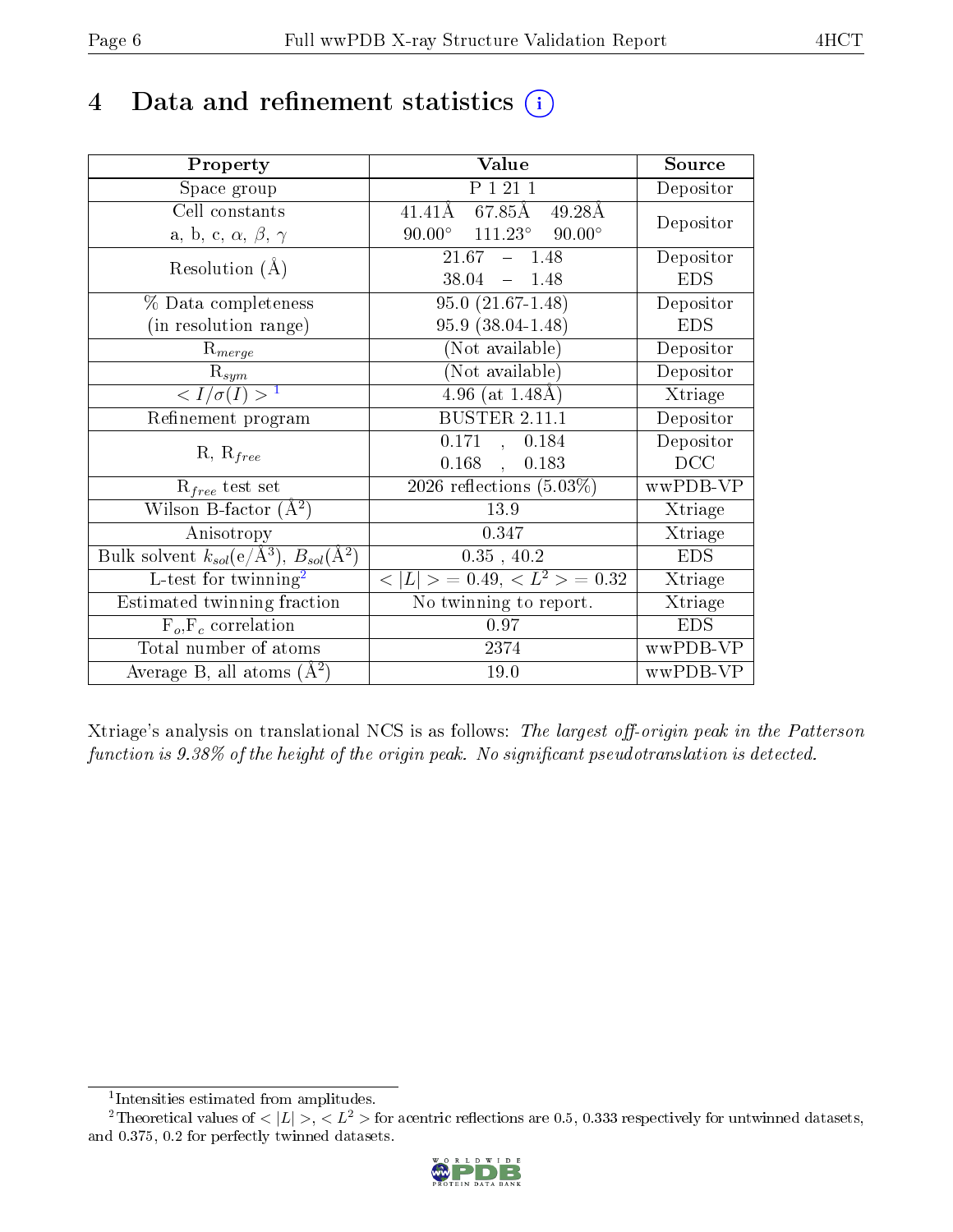# 4 Data and refinement statistics

| Property | Value | Source |
|---|---|---|
| Space group | P 1 21 1 | Depositor |
| Cell constants<br>a, b, c, $\alpha$, $\beta$, $\gamma$ | 41.41Å 67.85Å 49.28Å<br>90.00° 111.23° 90.00° | Depositor |
| Resolution (Å) | 21.67 – 1.48<br>38.04 – 1.48 | Depositor<br>EDS |
| % Data completeness<br>(in resolution range) | 95.0 (21.67-1.48)<br>95.9 (38.04-1.48) | Depositor<br>EDS |
| $R_{merge}$ | (Not available) | Depositor |
| $R_{sym}$ | (Not available) | Depositor |
| $< I/\sigma(I) >$ [1] | 4.96 (at 1.48Å) | Xtriage |
| Refinement program | BUSTER 2.11.1 | Depositor |
| R, $R_{free}$ | 0.171 , 0.184<br>0.168 , 0.183 | Depositor<br>DCC |
| $R_{free}$ test set | 2026 reflections (5.03%) | wwPDB-VP |
| Wilson B-factor (Å$^2$) | 13.9 | Xtriage |
| Anisotropy | 0.347 | Xtriage |
| Bulk solvent $k_{sol}$(e/Å$^3$), $B_{sol}$(Å$^2$) | 0.35 , 40.2 | EDS |
| L-test for twinning[2] | $< \lvert L \rvert > = 0.49$, $< L^2 > = 0.32$ | Xtriage |
| Estimated twinning fraction | No twinning to report. | Xtriage |
| $F_o$,$F_c$ correlation | 0.97 | EDS |
| Total number of atoms | 2374 | wwPDB-VP |
| Average B, all atoms (Å$^2$) | 19.0 | wwPDB-VP |

Xtriage's analysis on translational NCS is as follows: *The largest off-origin peak in the Patterson function is 9.38% of the height of the origin peak. No significant pseudotranslation is detected.*

[1] Intensities estimated from amplitudes.

[2] Theoretical values of $< \lvert L \rvert >$, $< L^2 >$ for acentric reflections are 0.5, 0.333 respectively for untwinned datasets, and 0.375, 0.2 for perfectly twinned datasets.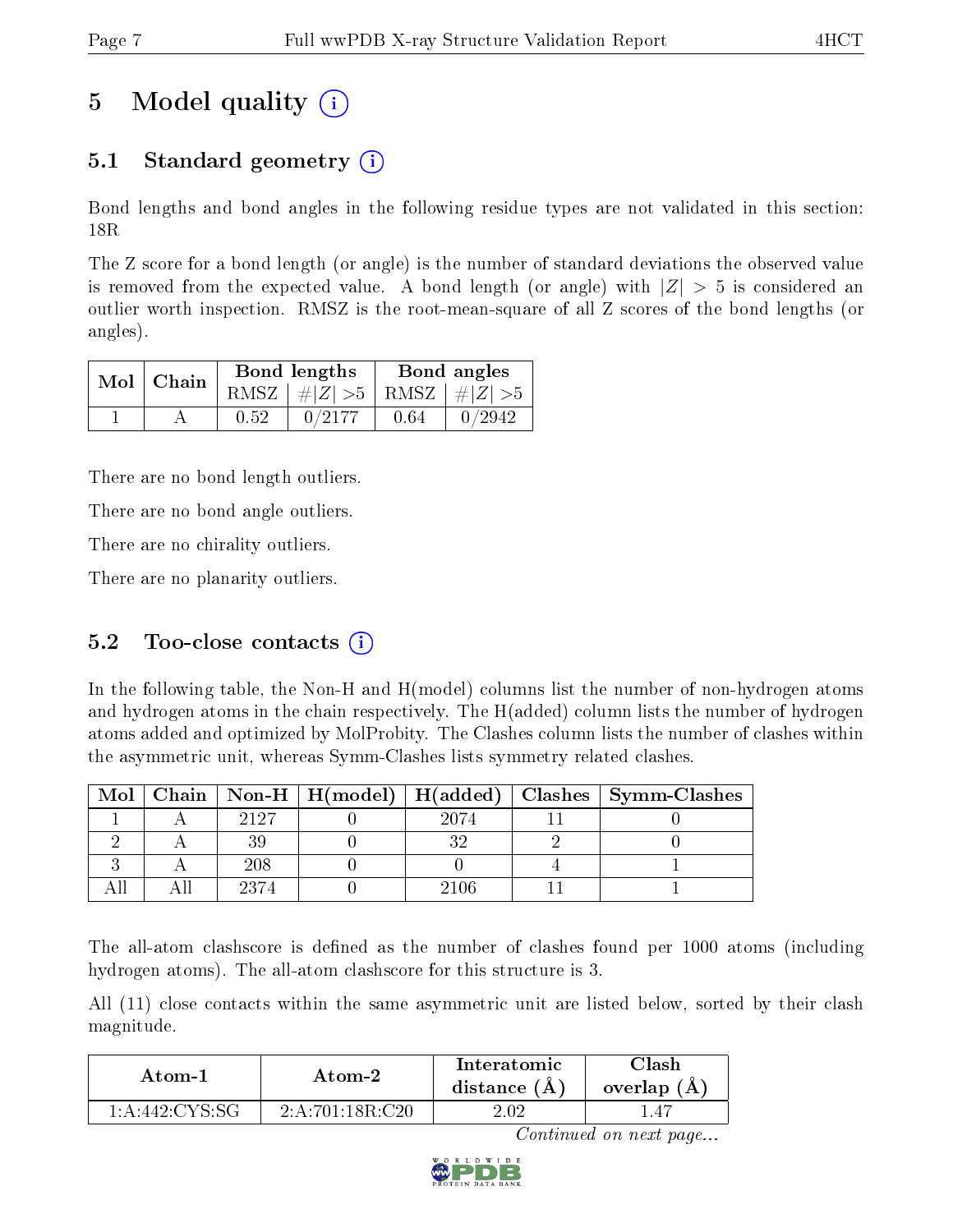# 5 Model quality (i)

## 5.1 Standard geometry (i)

Bond lengths and bond angles in the following residue types are not validated in this section: 18R

The Z score for a bond length (or angle) is the number of standard deviations the observed value is removed from the expected value. A bond length (or angle) with $|Z| > 5$ is considered an outlier worth inspection. RMSZ is the root-mean-square of all Z scores of the bond lengths (or angles).

| Mol | Chain | Bond lengths | | Bond angles | |
|---|---|---|---|---|---|
| | | RMSZ | $\#\|Z\| >5$ | RMSZ | $\#\|Z\| >5$ |
| 1 | A | 0.52 | 0/2177 | 0.64 | 0/2942 |

There are no bond length outliers.

There are no bond angle outliers.

There are no chirality outliers.

There are no planarity outliers.

## 5.2 Too-close contacts (i)

In the following table, the Non-H and H(model) columns list the number of non-hydrogen atoms and hydrogen atoms in the chain respectively. The H(added) column lists the number of hydrogen atoms added and optimized by MolProbity. The Clashes column lists the number of clashes within the asymmetric unit, whereas Symm-Clashes lists symmetry related clashes.

| Mol | Chain | Non-H | H(model) | H(added) | Clashes | Symm-Clashes |
|---|---|---|---|---|---|---|
| 1 | A | 2127 | 0 | 2074 | 11 | 0 |
| 2 | A | 39 | 0 | 32 | 2 | 0 |
| 3 | A | 208 | 0 | 0 | 4 | 1 |
| All | All | 2374 | 0 | 2106 | 11 | 1 |

The all-atom clashscore is defined as the number of clashes found per 1000 atoms (including hydrogen atoms). The all-atom clashscore for this structure is 3.

All (11) close contacts within the same asymmetric unit are listed below, sorted by their clash magnitude.

| Atom-1 | Atom-2 | Interatomic distance (Å) | Clash overlap (Å) |
|---|---|---|---|
| 1:A:442:CYS:SG | 2:A:701:18R:C20 | 2.02 | 1.47 |

*Continued on next page...*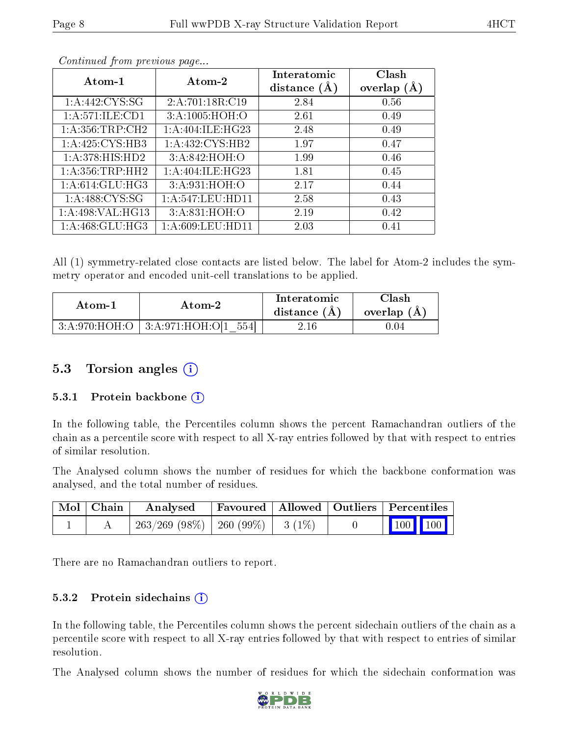*Continued from previous page...*

| Atom-1 | Atom-2 | Interatomic distance (Å) | Clash overlap (Å) |
|---|---|---|---|
| 1:A:442:CYS:SG | 2:A:701:18R:C19 | 2.84 | 0.56 |
| 1:A:571:ILE:CD1 | 3:A:1005:HOH:O | 2.61 | 0.49 |
| 1:A:356:TRP:CH2 | 1:A:404:ILE:HG23 | 2.48 | 0.49 |
| 1:A:425:CYS:HB3 | 1:A:432:CYS:HB2 | 1.97 | 0.47 |
| 1:A:378:HIS:HD2 | 3:A:842:HOH:O | 1.99 | 0.46 |
| 1:A:356:TRP:HH2 | 1:A:404:ILE:HG23 | 1.81 | 0.45 |
| 1:A:614:GLU:HG3 | 3:A:931:HOH:O | 2.17 | 0.44 |
| 1:A:488:CYS:SG | 1:A:547:LEU:HD11 | 2.58 | 0.43 |
| 1:A:498:VAL:HG13 | 3:A:831:HOH:O | 2.19 | 0.42 |
| 1:A:468:GLU:HG3 | 1:A:609:LEU:HD11 | 2.03 | 0.41 |

All (1) symmetry-related close contacts are listed below. The label for Atom-2 includes the symmetry operator and encoded unit-cell translations to be applied.

| Atom-1 | Atom-2 | Interatomic distance (Å) | Clash overlap (Å) |
|---|---|---|---|
| 3:A:970:HOH:O | 3:A:971:HOH:O[1_554] | 2.16 | 0.04 |

## 5.3 Torsion angles

### 5.3.1 Protein backbone

In the following table, the Percentiles column shows the percent Ramachandran outliers of the chain as a percentile score with respect to all X-ray entries followed by that with respect to entries of similar resolution.

The Analysed column shows the number of residues for which the backbone conformation was analysed, and the total number of residues.

| Mol | Chain | Analysed | Favoured | Allowed | Outliers | Percentiles | |
|---|---|---|---|---|---|---|---|
| 1 | A | 263/269 (98%) | 260 (99%) | 3 (1%) | 0 | 100 | 100 |

There are no Ramachandran outliers to report.

### 5.3.2 Protein sidechains

In the following table, the Percentiles column shows the percent sidechain outliers of the chain as a percentile score with respect to all X-ray entries followed by that with respect to entries of similar resolution.

The Analysed column shows the number of residues for which the sidechain conformation was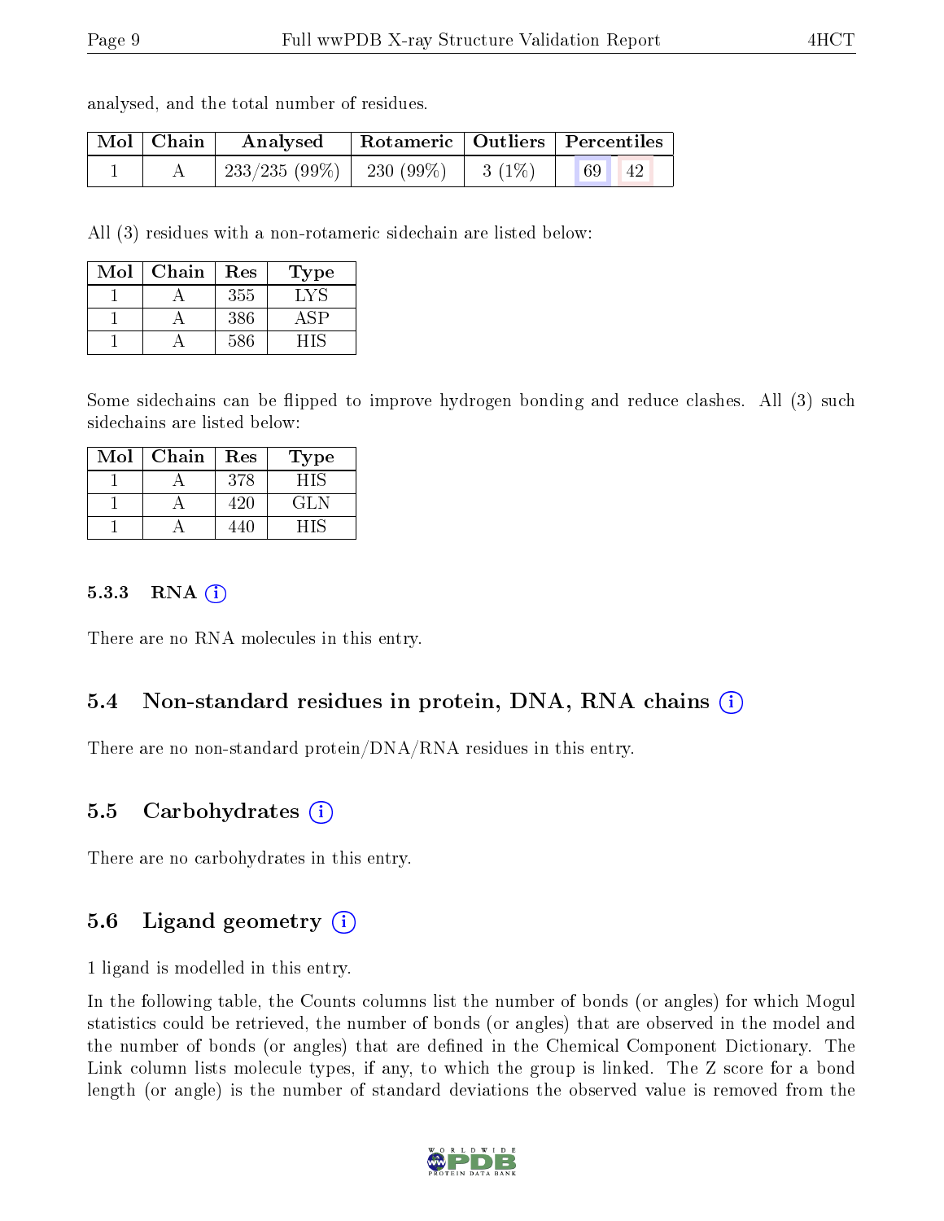analysed, and the total number of residues.

| Mol | Chain | Analysed | Rotameric | Outliers | Percentiles | |
|---|---|---|---|---|---|---|
| 1 | A | 233/235 (99%) | 230 (99%) | 3 (1%) | 69 | 42 |

All (3) residues with a non-rotameric sidechain are listed below:

| Mol | Chain | Res | Type |
|---|---|---|---|
| 1 | A | 355 | LYS |
| 1 | A | 386 | ASP |
| 1 | A | 586 | HIS |

Some sidechains can be flipped to improve hydrogen bonding and reduce clashes. All (3) such sidechains are listed below:

| Mol | Chain | Res | Type |
|---|---|---|---|
| 1 | A | 378 | HIS |
| 1 | A | 420 | GLN |
| 1 | A | 440 | HIS |

### 5.3.3 RNA

There are no RNA molecules in this entry.

## 5.4 Non-standard residues in protein, DNA, RNA chains

There are no non-standard protein/DNA/RNA residues in this entry.

## 5.5 Carbohydrates

There are no carbohydrates in this entry.

## 5.6 Ligand geometry

1 ligand is modelled in this entry.

In the following table, the Counts columns list the number of bonds (or angles) for which Mogul statistics could be retrieved, the number of bonds (or angles) that are observed in the model and the number of bonds (or angles) that are defined in the Chemical Component Dictionary. The Link column lists molecule types, if any, to which the group is linked. The Z score for a bond length (or angle) is the number of standard deviations the observed value is removed from the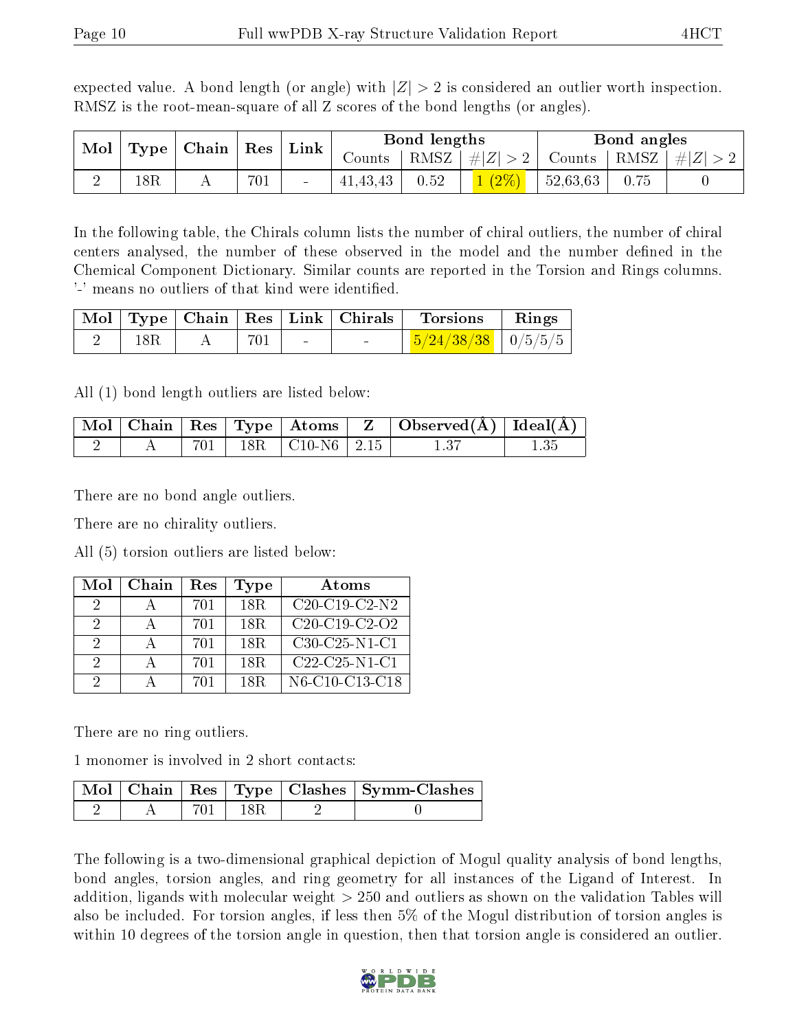expected value. A bond length (or angle) with $|Z| > 2$ is considered an outlier worth inspection. RMSZ is the root-mean-square of all Z scores of the bond lengths (or angles).

| Mol | Type | Chain | Res | Link | Bond lengths | | | Bond angles | | |
|---|---|---|---|---|---|---|---|---|---|---|
| | | | | | Counts | RMSZ | $\#\|Z\| > 2$ | Counts | RMSZ | $\#\|Z\| > 2$ |
| 2 | 18R | A | 701 | - | 41,43,43 | 0.52 | 1 (2%) | 52,63,63 | 0.75 | 0 |

In the following table, the Chirals column lists the number of chiral outliers, the number of chiral centers analysed, the number of these observed in the model and the number defined in the Chemical Component Dictionary. Similar counts are reported in the Torsion and Rings columns. '-' means no outliers of that kind were identified.

| Mol | Type | Chain | Res | Link | Chirals | Torsions | Rings |
|---|---|---|---|---|---|---|---|
| 2 | 18R | A | 701 | - | - | 5/24/38/38 | 0/5/5/5 |

All (1) bond length outliers are listed below:

| Mol | Chain | Res | Type | Atoms | Z | Observed(Å) | Ideal(Å) |
|---|---|---|---|---|---|---|---|
| 2 | A | 701 | 18R | C10-N6 | 2.15 | 1.37 | 1.35 |

There are no bond angle outliers.

There are no chirality outliers.

All (5) torsion outliers are listed below:

| Mol | Chain | Res | Type | Atoms |
|---|---|---|---|---|
| 2 | A | 701 | 18R | C20-C19-C2-N2 |
| 2 | A | 701 | 18R | C20-C19-C2-O2 |
| 2 | A | 701 | 18R | C30-C25-N1-C1 |
| 2 | A | 701 | 18R | C22-C25-N1-C1 |
| 2 | A | 701 | 18R | N6-C10-C13-C18 |

There are no ring outliers.

1 monomer is involved in 2 short contacts:

| Mol | Chain | Res | Type | Clashes | Symm-Clashes |
|---|---|---|---|---|---|
| 2 | A | 701 | 18R | 2 | 0 |

The following is a two-dimensional graphical depiction of Mogul quality analysis of bond lengths, bond angles, torsion angles, and ring geometry for all instances of the Ligand of Interest. In addition, ligands with molecular weight > 250 and outliers as shown on the validation Tables will also be included. For torsion angles, if less then 5% of the Mogul distribution of torsion angles is within 10 degrees of the torsion angle in question, then that torsion angle is considered an outlier.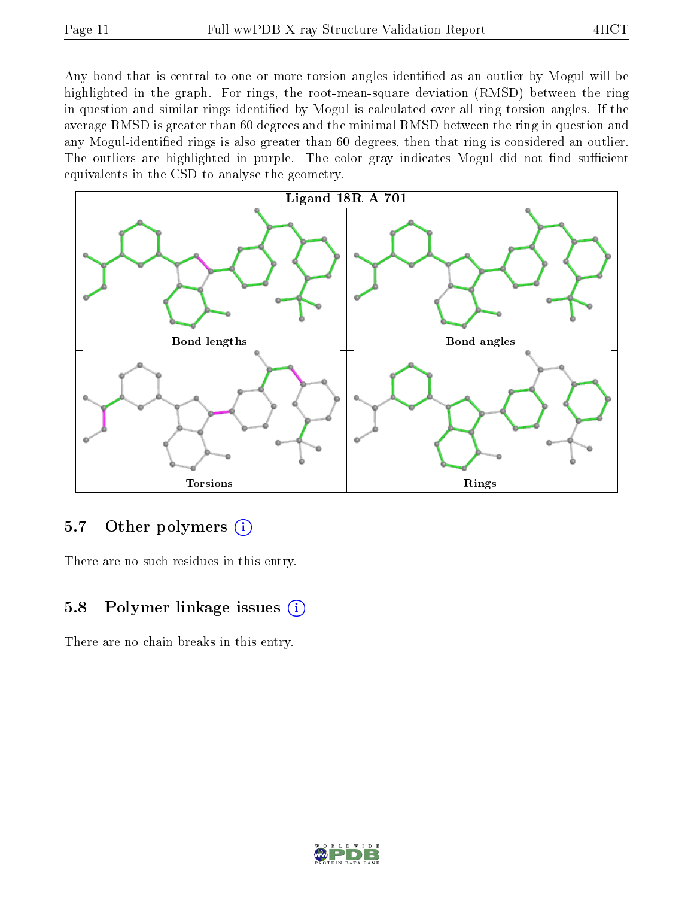Any bond that is central to one or more torsion angles identified as an outlier by Mogul will be highlighted in the graph. For rings, the root-mean-square deviation (RMSD) between the ring in question and similar rings identified by Mogul is calculated over all ring torsion angles. If the average RMSD is greater than 60 degrees and the minimal RMSD between the ring in question and any Mogul-identified rings is also greater than 60 degrees, then that ring is considered an outlier. The outliers are highlighted in purple. The color gray indicates Mogul did not find sufficient equivalents in the CSD to analyse the geometry.

Ligand 18R A 701

Bond lengths

Bond angles

Torsions

Rings

## 5.7 Other polymers

There are no such residues in this entry.

## 5.8 Polymer linkage issues

There are no chain breaks in this entry.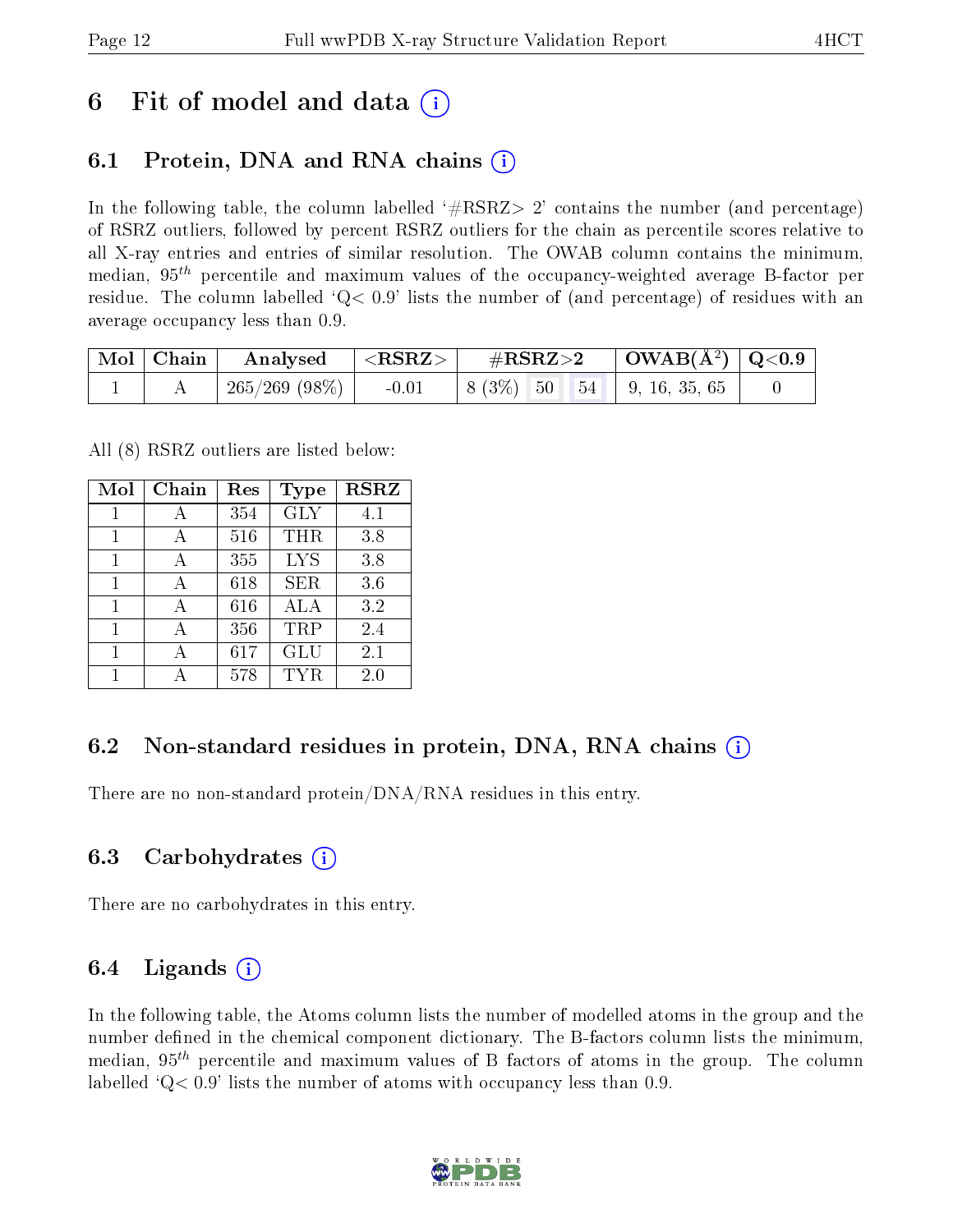# 6 Fit of model and data (i)

## 6.1 Protein, DNA and RNA chains (i)

In the following table, the column labelled '#RSRZ> 2' contains the number (and percentage) of RSRZ outliers, followed by percent RSRZ outliers for the chain as percentile scores relative to all X-ray entries and entries of similar resolution. The OWAB column contains the minimum, median, $95^{th}$ percentile and maximum values of the occupancy-weighted average B-factor per residue. The column labelled 'Q< 0.9' lists the number of (and percentage) of residues with an average occupancy less than 0.9.

| Mol | Chain | Analysed | <RSRZ> | #RSRZ>2 | | | OWAB(Å²) | Q<0.9 |
|---|---|---|---|---|---|---|---|---|
| 1 | A | 265/269 (98%) | -0.01 | 8 (3%) | 50 | 54 | 9, 16, 35, 65 | 0 |

All (8) RSRZ outliers are listed below:

| Mol | Chain | Res | Type | RSRZ |
|---|---|---|---|---|
| 1 | A | 354 | GLY | 4.1 |
| 1 | A | 516 | THR | 3.8 |
| 1 | A | 355 | LYS | 3.8 |
| 1 | A | 618 | SER | 3.6 |
| 1 | A | 616 | ALA | 3.2 |
| 1 | A | 356 | TRP | 2.4 |
| 1 | A | 617 | GLU | 2.1 |
| 1 | A | 578 | TYR | 2.0 |

## 6.2 Non-standard residues in protein, DNA, RNA chains (i)

There are no non-standard protein/DNA/RNA residues in this entry.

## 6.3 Carbohydrates (i)

There are no carbohydrates in this entry.

## 6.4 Ligands (i)

In the following table, the Atoms column lists the number of modelled atoms in the group and the number defined in the chemical component dictionary. The B-factors column lists the minimum, median, $95^{th}$ percentile and maximum values of B factors of atoms in the group. The column labelled 'Q< 0.9' lists the number of atoms with occupancy less than 0.9.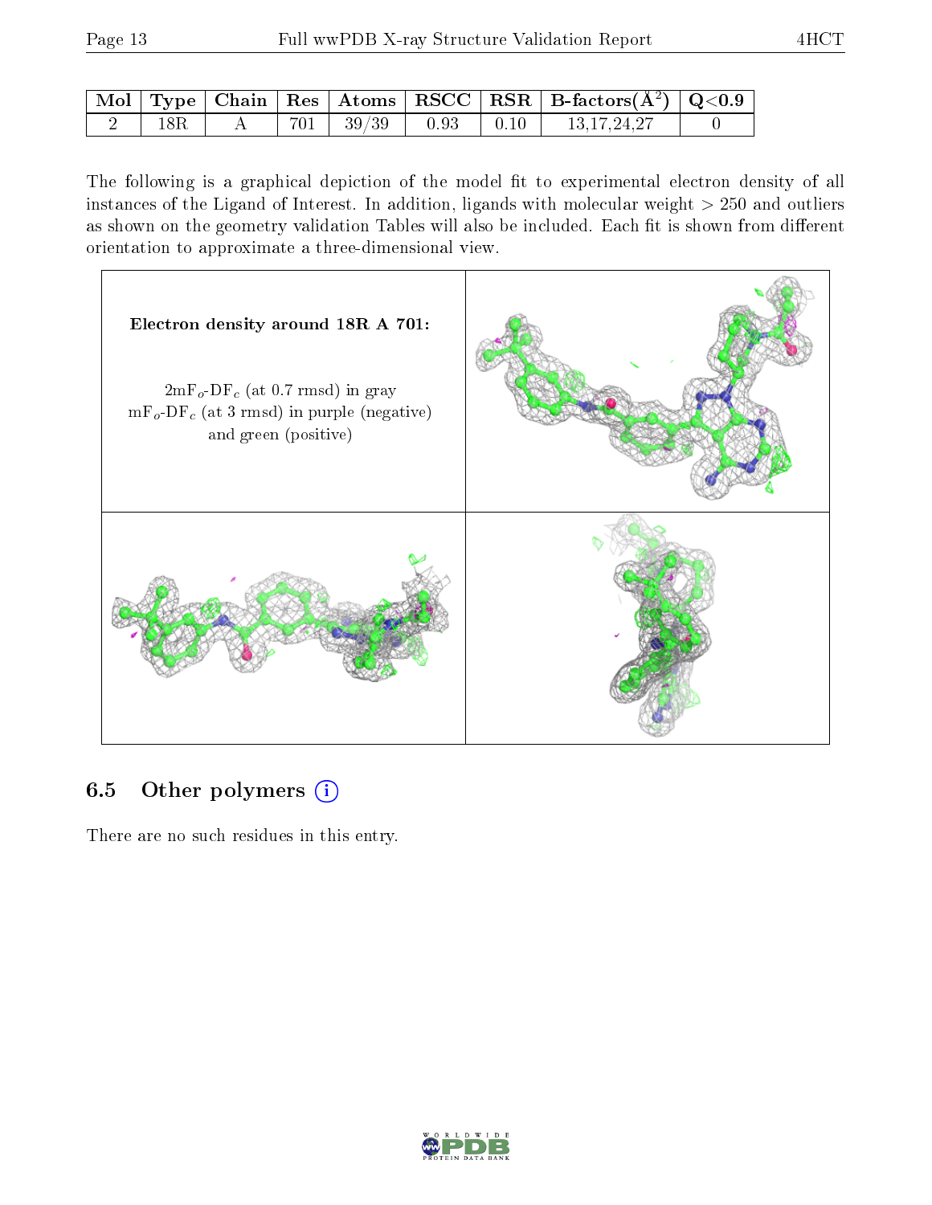| Mol | Type | Chain | Res | Atoms | RSCC | RSR | B-factors($Å^2$) | Q<0.9 |
|---|---|---|---|---|---|---|---|---|
| 2 | 18R | A | 701 | 39/39 | 0.93 | 0.10 | 13,17,24,27 | 0 |

The following is a graphical depiction of the model fit to experimental electron density of all instances of the Ligand of Interest. In addition, ligands with molecular weight > 250 and outliers as shown on the geometry validation Tables will also be included. Each fit is shown from different orientation to approximate a three-dimensional view.

**Electron density around 18R A 701:**

$2mF_o$-$DF_c$ (at 0.7 rmsd) in gray
$mF_o$-$DF_c$ (at 3 rmsd) in purple (negative) and green (positive)

## 6.5 Other polymers

There are no such residues in this entry.